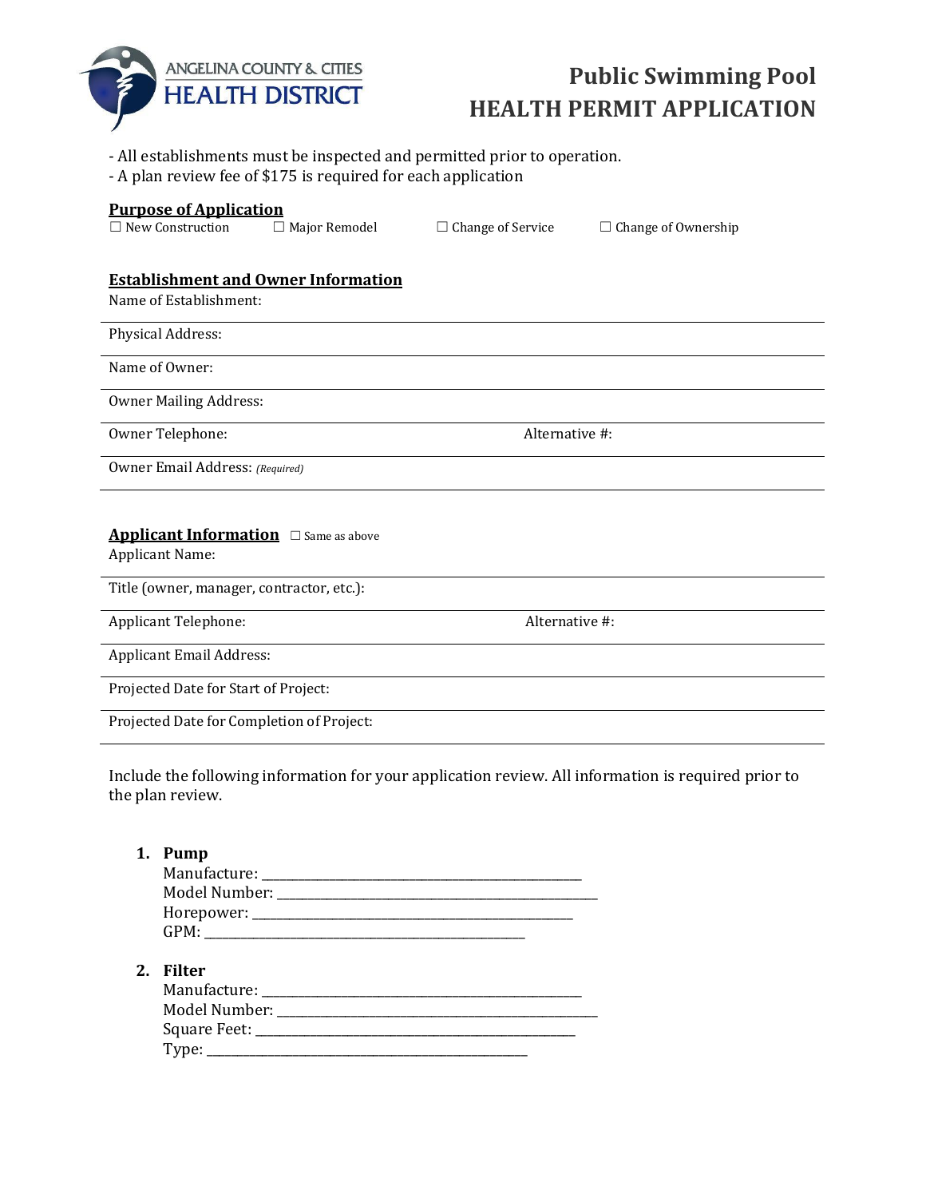ANGELINA COUNTY & CITIES HEALTH DISTRICT

# Public Swimming Pool HEALTH PERMIT APPLICATION

- All establishments must be inspected and permitted prior to operation.
- A plan review fee of $175 is required for each application

**Purpose of Application**

☐ New Construction ☐ Major Remodel ☐ Change of Service ☐ Change of Ownership

**Establishment and Owner Information**

Name of Establishment:

Physical Address:

Name of Owner:

Owner Mailing Address:

Owner Telephone: Alternative #:

Owner Email Address: *(Required)*

**Applicant Information** ☐ Same as above

Applicant Name:

Title (owner, manager, contractor, etc.):

Applicant Telephone: Alternative #:

Applicant Email Address:

Projected Date for Start of Project:

Projected Date for Completion of Project:

Include the following information for your application review. All information is required prior to the plan review.

1. **Pump**
   Manufacture: ______________________________
   Model Number: ______________________________
   Horsepower: ______________________________
   GPM: ______________________________

2. **Filter**
   Manufacture: ______________________________
   Model Number: ______________________________
   Square Feet: ______________________________
   Type: ______________________________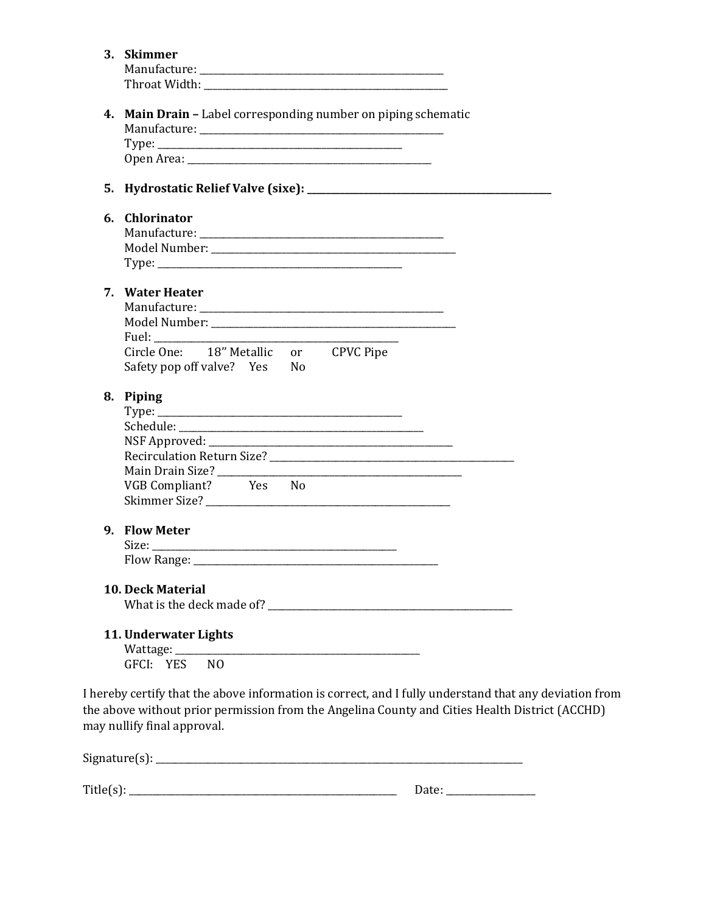3. **Skimmer**
   Manufacture: ______________________________________________
   Throat Width: ______________________________________________

4. **Main Drain –** Label corresponding number on piping schematic
   Manufacture: ______________________________________________
   Type: ______________________________________________
   Open Area: ______________________________________________

5. **Hydrostatic Relief Valve (sixe): ______________________________________________**

6. **Chlorinator**
   Manufacture: ______________________________________________
   Model Number: ______________________________________________
   Type: ______________________________________________

7. **Water Heater**
   Manufacture: ______________________________________________
   Model Number: ______________________________________________
   Fuel: ______________________________________________
   Circle One: 18" Metallic or CPVC Pipe
   Safety pop off valve? Yes No

8. **Piping**
   Type: ______________________________________________
   Schedule: ______________________________________________
   NSF Approved: ______________________________________________
   Recirculation Return Size? ______________________________________________
   Main Drain Size? ______________________________________________
   VGB Compliant? Yes No
   Skimmer Size? ______________________________________________

9. **Flow Meter**
   Size: ______________________________________________
   Flow Range: ______________________________________________

10. **Deck Material**
    What is the deck made of? ______________________________________________

11. **Underwater Lights**
    Wattage: ______________________________________________
    GFCI: YES NO

I hereby certify that the above information is correct, and I fully understand that any deviation from the above without prior permission from the Angelina County and Cities Health District (ACCHD) may nullify final approval.

Signature(s): ______________________________________________

Title(s): ______________________________________________ Date: ________________